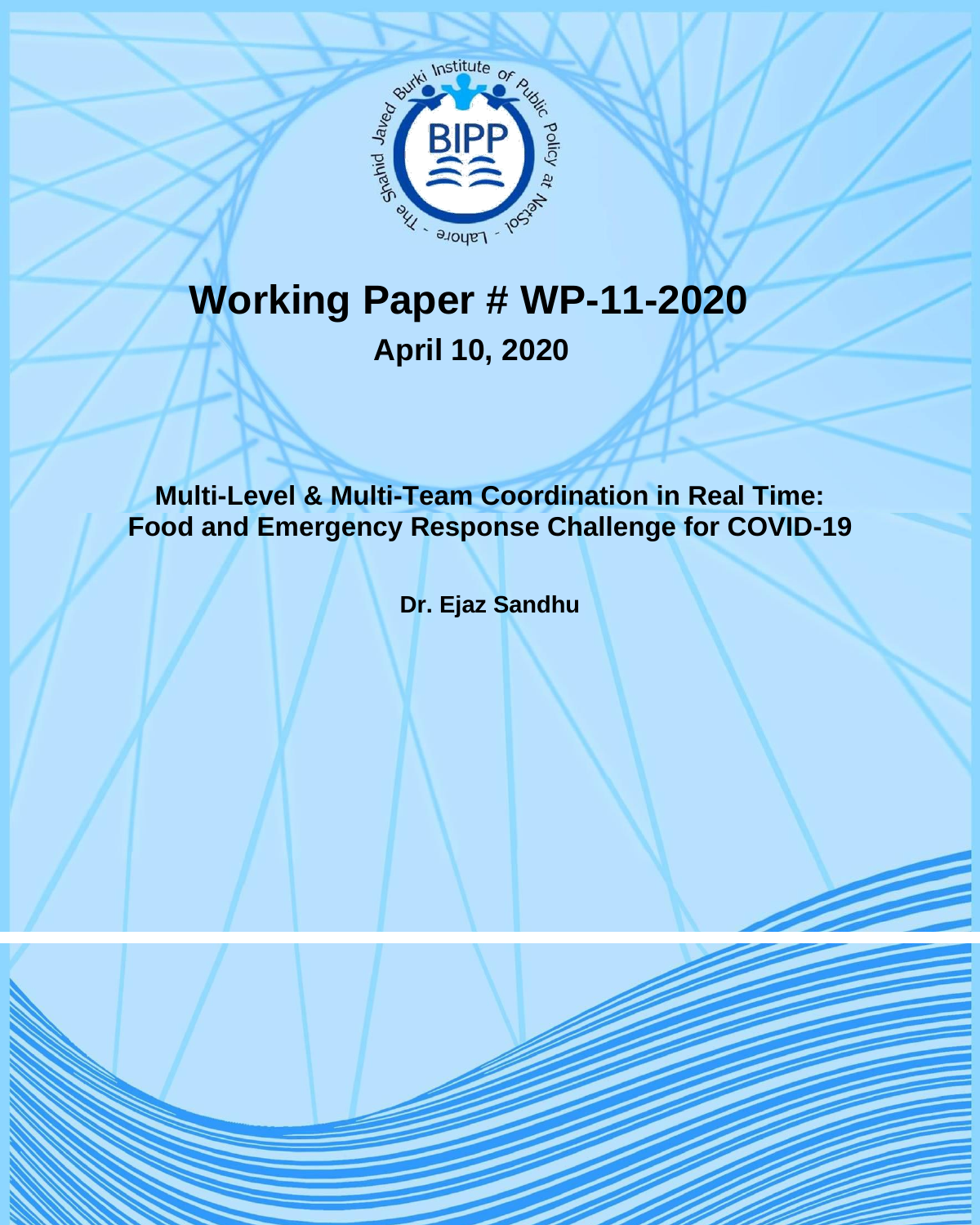# Working Paper # WP-11-2020

**April 10, 2020**

## Multi-Level & Multi-Team Coordination in Real Time: Food and Emergency Response Challenge for COVID-19

**Dr. Ejaz Sandhu**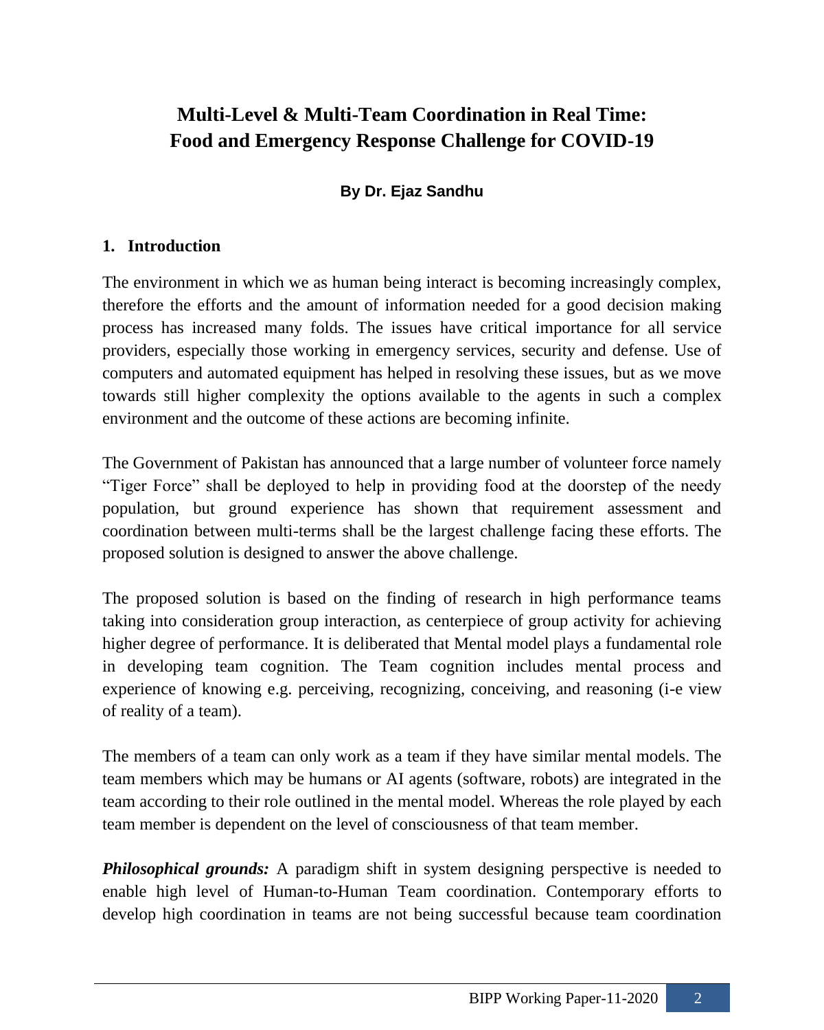# Multi-Level & Multi-Team Coordination in Real Time: Food and Emergency Response Challenge for COVID-19

**By Dr. Ejaz Sandhu**

## 1. Introduction

The environment in which we as human being interact is becoming increasingly complex, therefore the efforts and the amount of information needed for a good decision making process has increased many folds. The issues have critical importance for all service providers, especially those working in emergency services, security and defense. Use of computers and automated equipment has helped in resolving these issues, but as we move towards still higher complexity the options available to the agents in such a complex environment and the outcome of these actions are becoming infinite.

The Government of Pakistan has announced that a large number of volunteer force namely "Tiger Force" shall be deployed to help in providing food at the doorstep of the needy population, but ground experience has shown that requirement assessment and coordination between multi-terms shall be the largest challenge facing these efforts. The proposed solution is designed to answer the above challenge.

The proposed solution is based on the finding of research in high performance teams taking into consideration group interaction, as centerpiece of group activity for achieving higher degree of performance. It is deliberated that Mental model plays a fundamental role in developing team cognition. The Team cognition includes mental process and experience of knowing e.g. perceiving, recognizing, conceiving, and reasoning (i-e view of reality of a team).

The members of a team can only work as a team if they have similar mental models. The team members which may be humans or AI agents (software, robots) are integrated in the team according to their role outlined in the mental model. Whereas the role played by each team member is dependent on the level of consciousness of that team member.

***Philosophical grounds:*** A paradigm shift in system designing perspective is needed to enable high level of Human-to-Human Team coordination. Contemporary efforts to develop high coordination in teams are not being successful because team coordination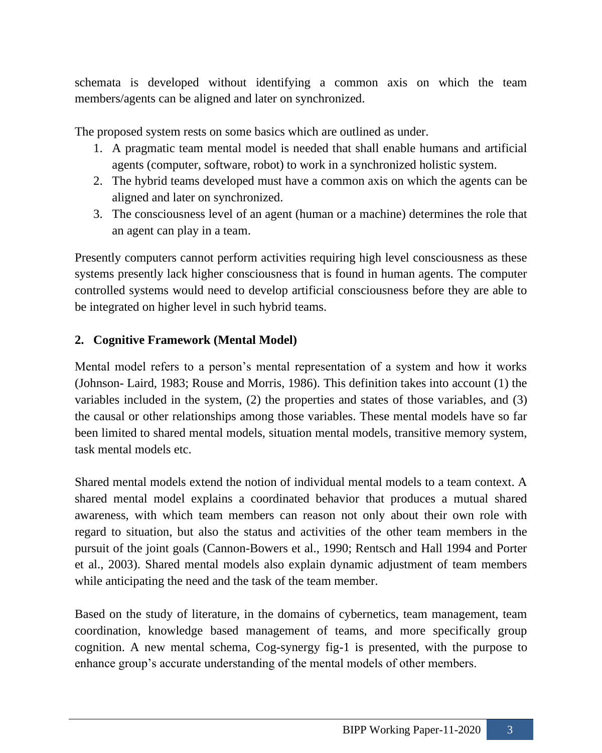schemata is developed without identifying a common axis on which the team members/agents can be aligned and later on synchronized.

The proposed system rests on some basics which are outlined as under.

1. A pragmatic team mental model is needed that shall enable humans and artificial agents (computer, software, robot) to work in a synchronized holistic system.
2. The hybrid teams developed must have a common axis on which the agents can be aligned and later on synchronized.
3. The consciousness level of an agent (human or a machine) determines the role that an agent can play in a team.

Presently computers cannot perform activities requiring high level consciousness as these systems presently lack higher consciousness that is found in human agents. The computer controlled systems would need to develop artificial consciousness before they are able to be integrated on higher level in such hybrid teams.

## 2. Cognitive Framework (Mental Model)

Mental model refers to a person's mental representation of a system and how it works (Johnson- Laird, 1983; Rouse and Morris, 1986). This definition takes into account (1) the variables included in the system, (2) the properties and states of those variables, and (3) the causal or other relationships among those variables. These mental models have so far been limited to shared mental models, situation mental models, transitive memory system, task mental models etc.

Shared mental models extend the notion of individual mental models to a team context. A shared mental model explains a coordinated behavior that produces a mutual shared awareness, with which team members can reason not only about their own role with regard to situation, but also the status and activities of the other team members in the pursuit of the joint goals (Cannon-Bowers et al., 1990; Rentsch and Hall 1994 and Porter et al., 2003). Shared mental models also explain dynamic adjustment of team members while anticipating the need and the task of the team member.

Based on the study of literature, in the domains of cybernetics, team management, team coordination, knowledge based management of teams, and more specifically group cognition. A new mental schema, Cog-synergy fig-1 is presented, with the purpose to enhance group's accurate understanding of the mental models of other members.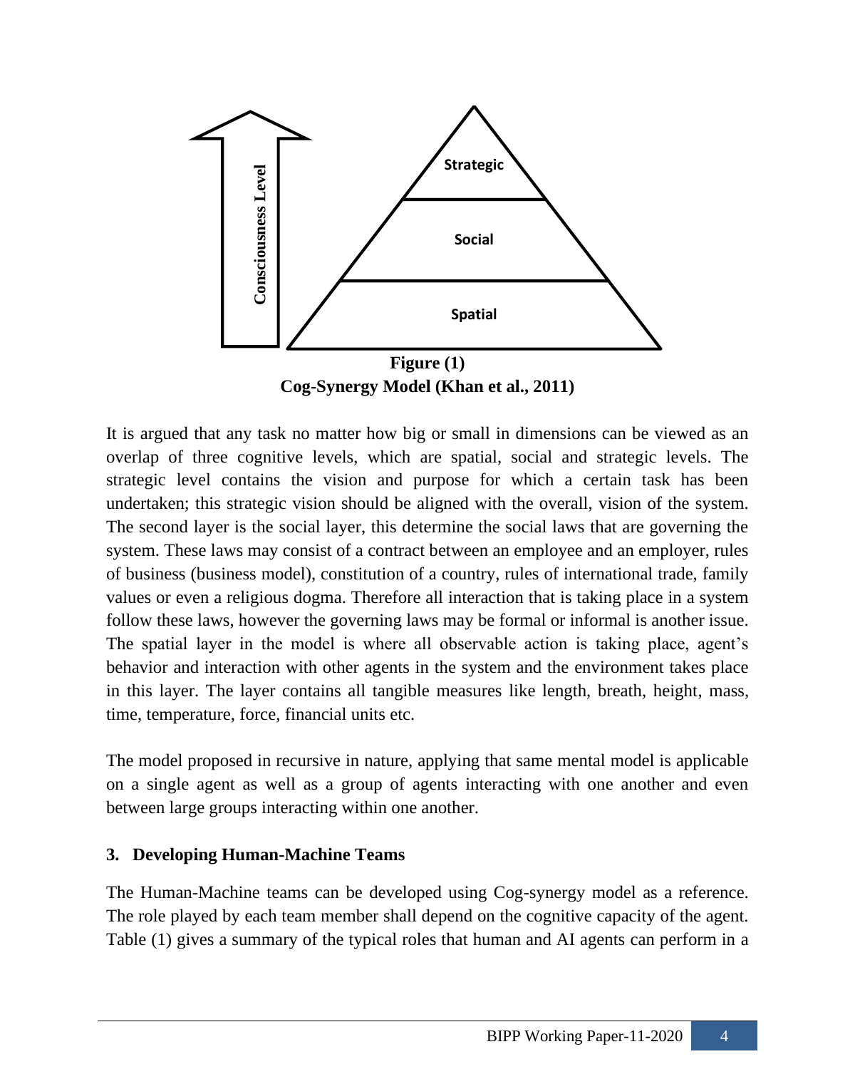Strategic

Social

Spatial

Consciousness Level

**Figure (1)**

**Cog-Synergy Model (Khan et al., 2011)**

It is argued that any task no matter how big or small in dimensions can be viewed as an overlap of three cognitive levels, which are spatial, social and strategic levels. The strategic level contains the vision and purpose for which a certain task has been undertaken; this strategic vision should be aligned with the overall, vision of the system. The second layer is the social layer, this determine the social laws that are governing the system. These laws may consist of a contract between an employee and an employer, rules of business (business model), constitution of a country, rules of international trade, family values or even a religious dogma. Therefore all interaction that is taking place in a system follow these laws, however the governing laws may be formal or informal is another issue. The spatial layer in the model is where all observable action is taking place, agent's behavior and interaction with other agents in the system and the environment takes place in this layer. The layer contains all tangible measures like length, breath, height, mass, time, temperature, force, financial units etc.

The model proposed in recursive in nature, applying that same mental model is applicable on a single agent as well as a group of agents interacting with one another and even between large groups interacting within one another.

## 3. Developing Human-Machine Teams

The Human-Machine teams can be developed using Cog-synergy model as a reference. The role played by each team member shall depend on the cognitive capacity of the agent. Table (1) gives a summary of the typical roles that human and AI agents can perform in a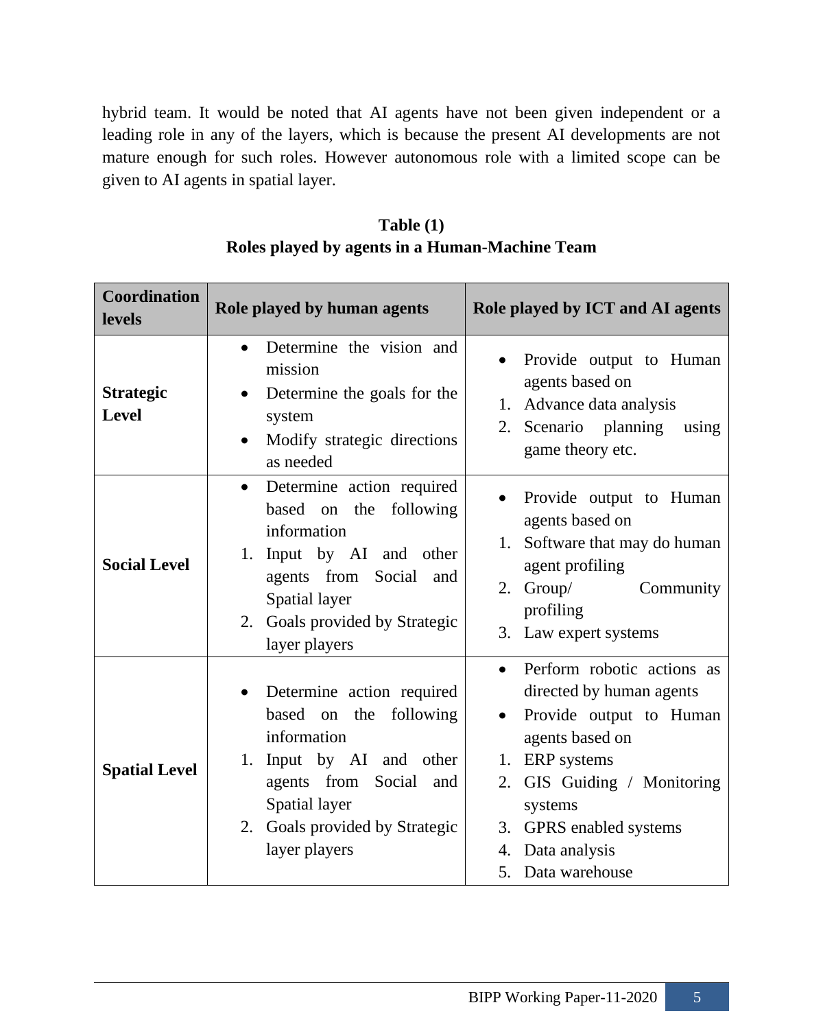hybrid team. It would be noted that AI agents have not been given independent or a leading role in any of the layers, which is because the present AI developments are not mature enough for such roles. However autonomous role with a limited scope can be given to AI agents in spatial layer.

**Table (1)**
**Roles played by agents in a Human-Machine Team**

| Coordination levels | Role played by human agents | Role played by ICT and AI agents |
|---|---|---|
| **Strategic Level** | • Determine the vision and mission<br>• Determine the goals for the system<br>• Modify strategic directions as needed | • Provide output to Human agents based on<br>1. Advance data analysis<br>2. Scenario planning using game theory etc. |
| **Social Level** | • Determine action required based on the following information<br>1. Input by AI and other agents from Social and Spatial layer<br>2. Goals provided by Strategic layer players | • Provide output to Human agents based on<br>1. Software that may do human agent profiling<br>2. Group/ Community profiling<br>3. Law expert systems |
| **Spatial Level** | • Determine action required based on the following information<br>1. Input by AI and other agents from Social and Spatial layer<br>2. Goals provided by Strategic layer players | • Perform robotic actions as directed by human agents<br>• Provide output to Human agents based on<br>1. ERP systems<br>2. GIS Guiding / Monitoring systems<br>3. GPRS enabled systems<br>4. Data analysis<br>5. Data warehouse |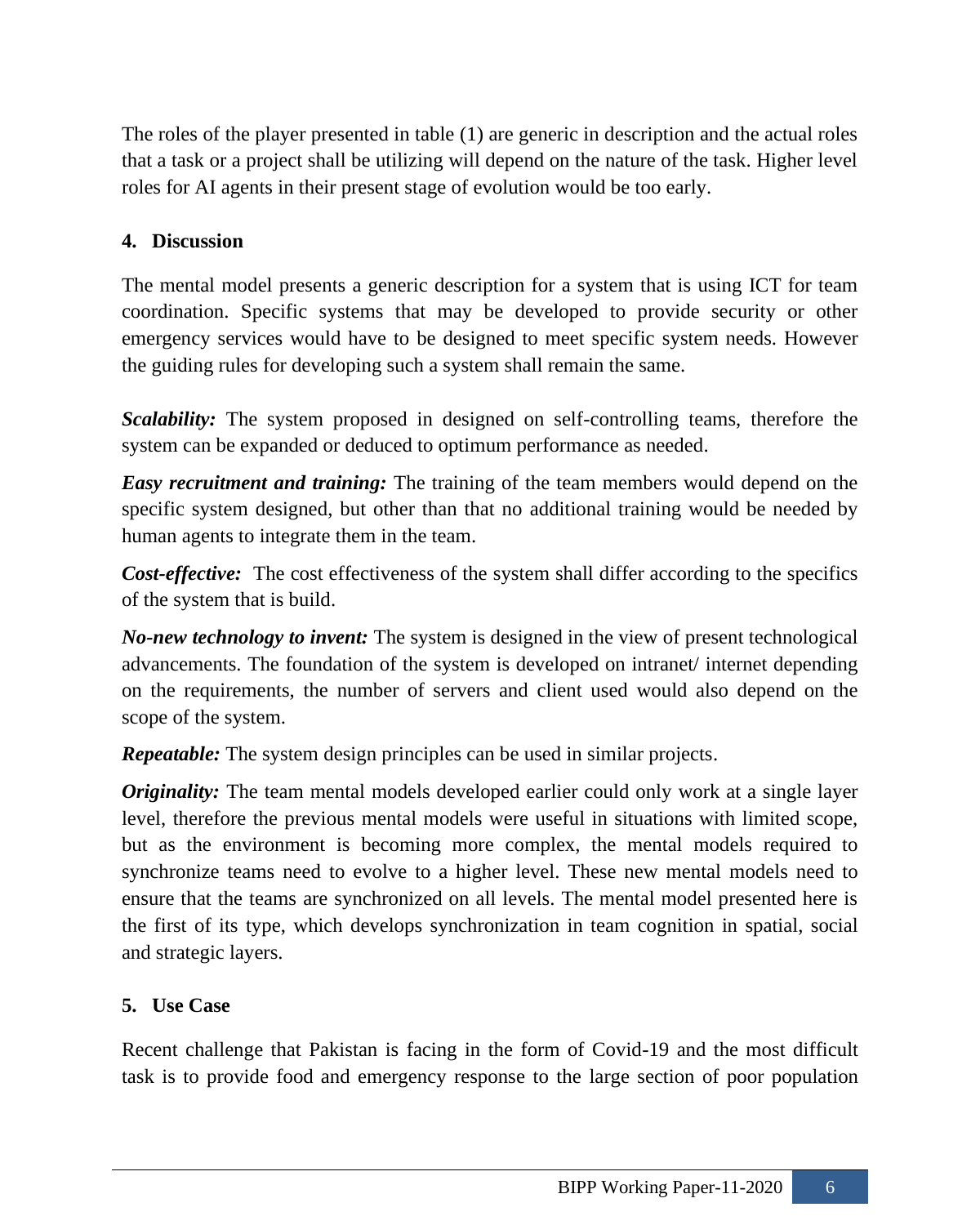The roles of the player presented in table (1) are generic in description and the actual roles that a task or a project shall be utilizing will depend on the nature of the task. Higher level roles for AI agents in their present stage of evolution would be too early.

## 4. Discussion

The mental model presents a generic description for a system that is using ICT for team coordination. Specific systems that may be developed to provide security or other emergency services would have to be designed to meet specific system needs. However the guiding rules for developing such a system shall remain the same.

***Scalability:*** The system proposed in designed on self-controlling teams, therefore the system can be expanded or deduced to optimum performance as needed.

***Easy recruitment and training:*** The training of the team members would depend on the specific system designed, but other than that no additional training would be needed by human agents to integrate them in the team.

***Cost-effective:*** The cost effectiveness of the system shall differ according to the specifics of the system that is build.

***No-new technology to invent:*** The system is designed in the view of present technological advancements. The foundation of the system is developed on intranet/ internet depending on the requirements, the number of servers and client used would also depend on the scope of the system.

***Repeatable:*** The system design principles can be used in similar projects.

***Originality:*** The team mental models developed earlier could only work at a single layer level, therefore the previous mental models were useful in situations with limited scope, but as the environment is becoming more complex, the mental models required to synchronize teams need to evolve to a higher level. These new mental models need to ensure that the teams are synchronized on all levels. The mental model presented here is the first of its type, which develops synchronization in team cognition in spatial, social and strategic layers.

## 5. Use Case

Recent challenge that Pakistan is facing in the form of Covid-19 and the most difficult task is to provide food and emergency response to the large section of poor population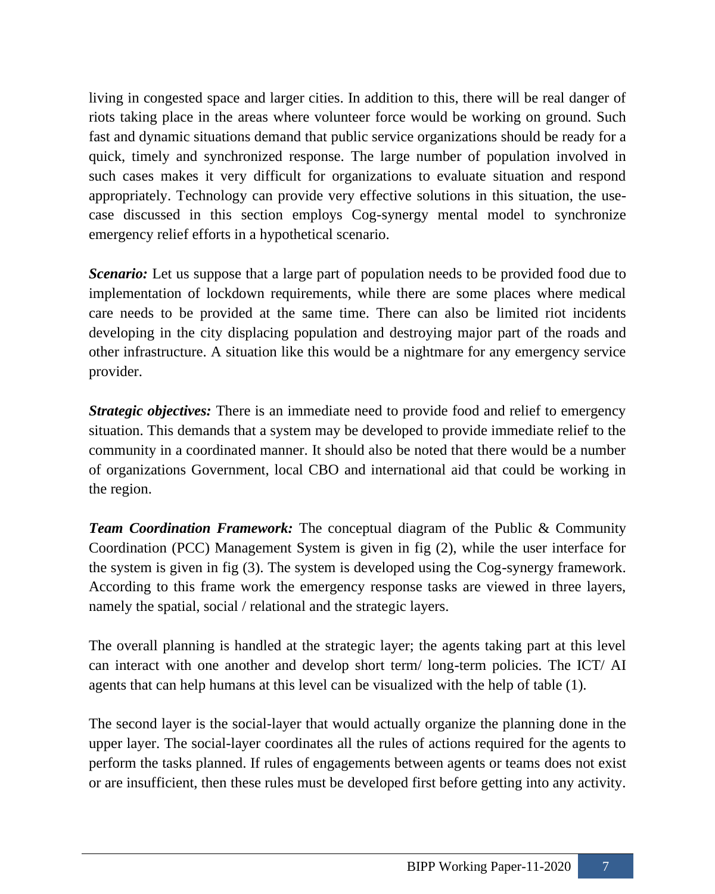living in congested space and larger cities. In addition to this, there will be real danger of riots taking place in the areas where volunteer force would be working on ground. Such fast and dynamic situations demand that public service organizations should be ready for a quick, timely and synchronized response. The large number of population involved in such cases makes it very difficult for organizations to evaluate situation and respond appropriately. Technology can provide very effective solutions in this situation, the use-case discussed in this section employs Cog-synergy mental model to synchronize emergency relief efforts in a hypothetical scenario.

***Scenario:*** Let us suppose that a large part of population needs to be provided food due to implementation of lockdown requirements, while there are some places where medical care needs to be provided at the same time. There can also be limited riot incidents developing in the city displacing population and destroying major part of the roads and other infrastructure. A situation like this would be a nightmare for any emergency service provider.

***Strategic objectives:*** There is an immediate need to provide food and relief to emergency situation. This demands that a system may be developed to provide immediate relief to the community in a coordinated manner. It should also be noted that there would be a number of organizations Government, local CBO and international aid that could be working in the region.

***Team Coordination Framework:*** The conceptual diagram of the Public & Community Coordination (PCC) Management System is given in fig (2), while the user interface for the system is given in fig (3). The system is developed using the Cog-synergy framework. According to this frame work the emergency response tasks are viewed in three layers, namely the spatial, social / relational and the strategic layers.

The overall planning is handled at the strategic layer; the agents taking part at this level can interact with one another and develop short term/ long-term policies. The ICT/ AI agents that can help humans at this level can be visualized with the help of table (1).

The second layer is the social-layer that would actually organize the planning done in the upper layer. The social-layer coordinates all the rules of actions required for the agents to perform the tasks planned. If rules of engagements between agents or teams does not exist or are insufficient, then these rules must be developed first before getting into any activity.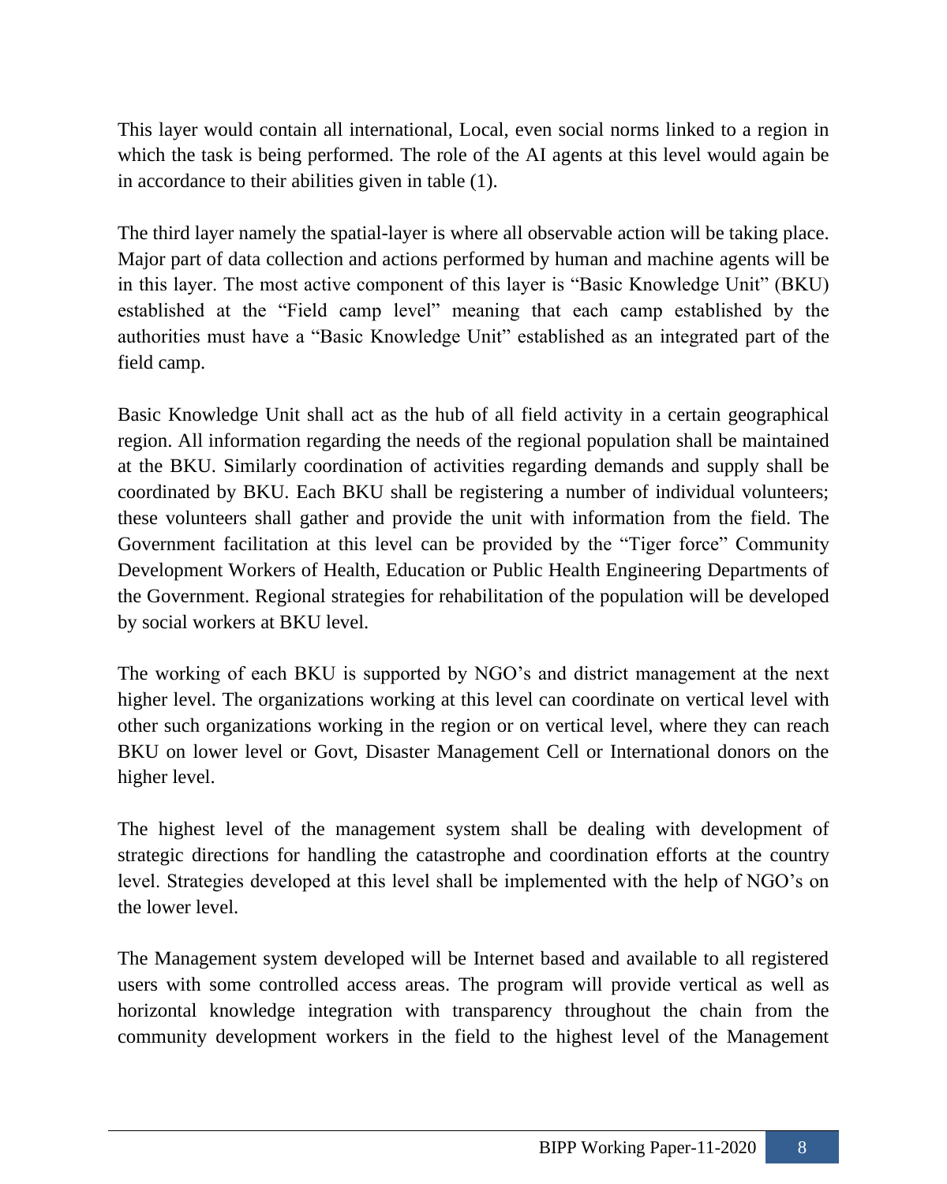This layer would contain all international, Local, even social norms linked to a region in which the task is being performed. The role of the AI agents at this level would again be in accordance to their abilities given in table (1).

The third layer namely the spatial-layer is where all observable action will be taking place. Major part of data collection and actions performed by human and machine agents will be in this layer. The most active component of this layer is "Basic Knowledge Unit" (BKU) established at the "Field camp level" meaning that each camp established by the authorities must have a "Basic Knowledge Unit" established as an integrated part of the field camp.

Basic Knowledge Unit shall act as the hub of all field activity in a certain geographical region. All information regarding the needs of the regional population shall be maintained at the BKU. Similarly coordination of activities regarding demands and supply shall be coordinated by BKU. Each BKU shall be registering a number of individual volunteers; these volunteers shall gather and provide the unit with information from the field. The Government facilitation at this level can be provided by the "Tiger force" Community Development Workers of Health, Education or Public Health Engineering Departments of the Government. Regional strategies for rehabilitation of the population will be developed by social workers at BKU level.

The working of each BKU is supported by NGO's and district management at the next higher level. The organizations working at this level can coordinate on vertical level with other such organizations working in the region or on vertical level, where they can reach BKU on lower level or Govt, Disaster Management Cell or International donors on the higher level.

The highest level of the management system shall be dealing with development of strategic directions for handling the catastrophe and coordination efforts at the country level. Strategies developed at this level shall be implemented with the help of NGO's on the lower level.

The Management system developed will be Internet based and available to all registered users with some controlled access areas. The program will provide vertical as well as horizontal knowledge integration with transparency throughout the chain from the community development workers in the field to the highest level of the Management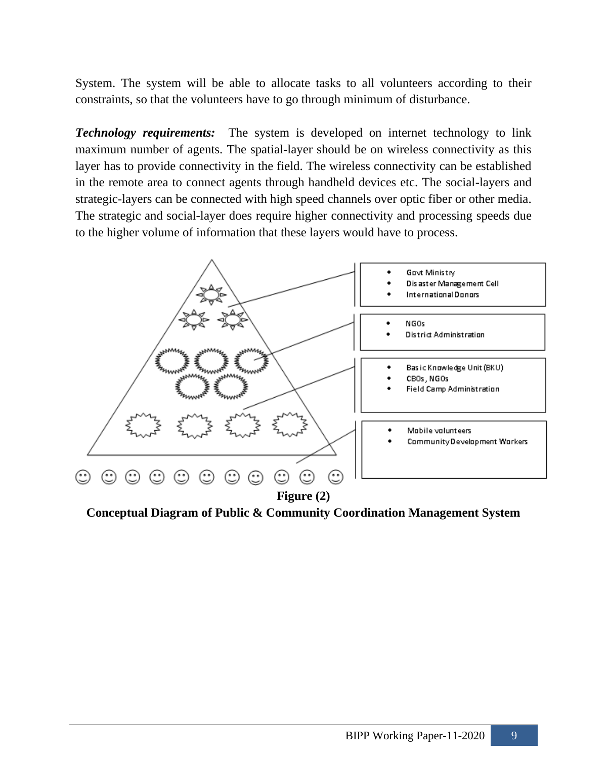System. The system will be able to allocate tasks to all volunteers according to their constraints, so that the volunteers have to go through minimum of disturbance.

***Technology requirements:*** The system is developed on internet technology to link maximum number of agents. The spatial-layer should be on wireless connectivity as this layer has to provide connectivity in the field. The wireless connectivity can be established in the remote area to connect agents through handheld devices etc. The social-layers and strategic-layers can be connected with high speed channels over optic fiber or other media. The strategic and social-layer does require higher connectivity and processing speeds due to the higher volume of information that these layers would have to process.

- Govt Ministry
- Disaster Management Cell
- International Donors

- NGOs
- District Administration

- Basic Knowledge Unit (BKU)
- CBOs, NGOs
- Field Camp Administration

- Mobile volunteers
- Community Development Workers

**Figure (2)**

**Conceptual Diagram of Public & Community Coordination Management System**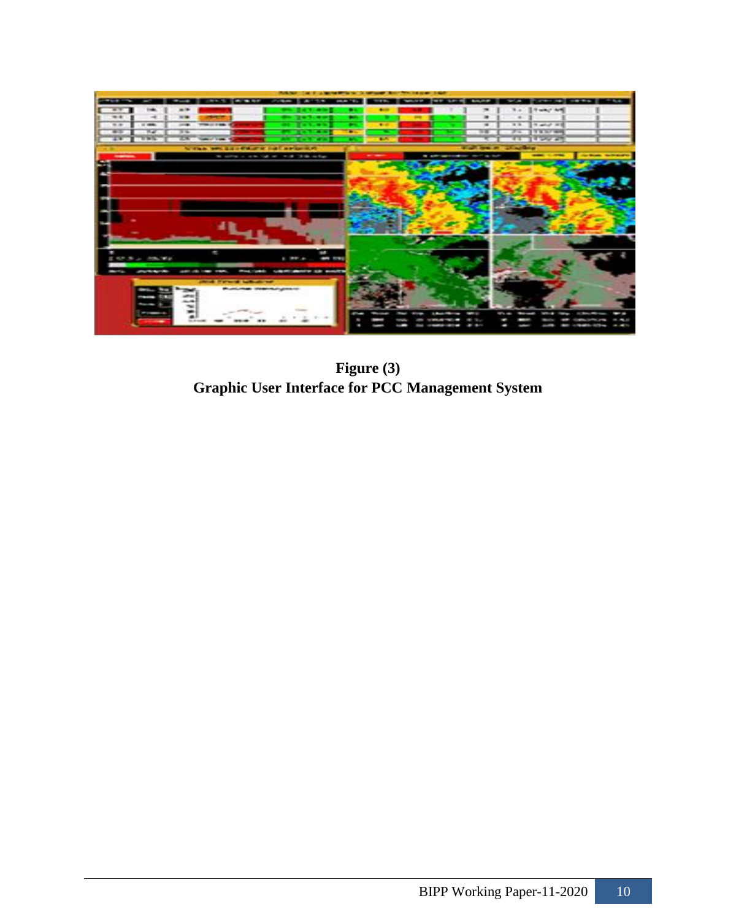**Figure (3)**
**Graphic User Interface for PCC Management System**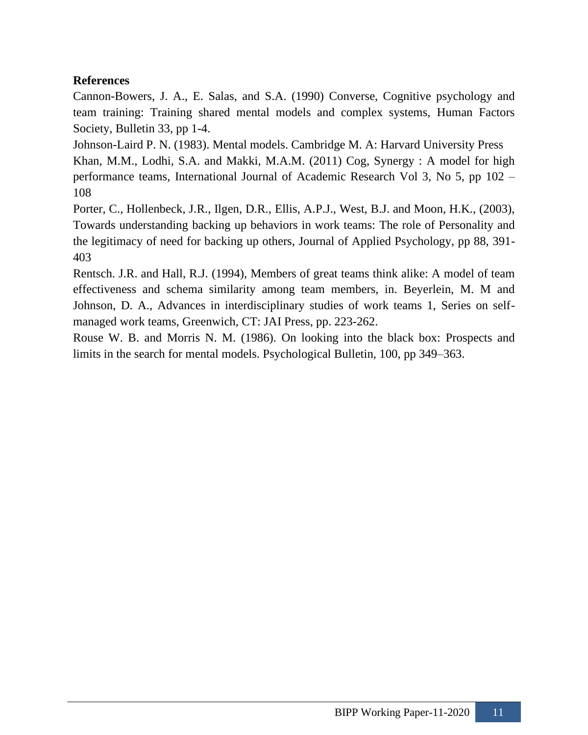**References**

Cannon-Bowers, J. A., E. Salas, and S.A. (1990) Converse, Cognitive psychology and team training: Training shared mental models and complex systems, Human Factors Society, Bulletin 33, pp 1-4.

Johnson-Laird P. N. (1983). Mental models. Cambridge M. A: Harvard University Press

Khan, M.M., Lodhi, S.A. and Makki, M.A.M. (2011) Cog, Synergy : A model for high performance teams, International Journal of Academic Research Vol 3, No 5, pp 102 – 108

Porter, C., Hollenbeck, J.R., Ilgen, D.R., Ellis, A.P.J., West, B.J. and Moon, H.K., (2003), Towards understanding backing up behaviors in work teams: The role of Personality and the legitimacy of need for backing up others, Journal of Applied Psychology, pp 88, 391-403

Rentsch. J.R. and Hall, R.J. (1994), Members of great teams think alike: A model of team effectiveness and schema similarity among team members, in. Beyerlein, M. M and Johnson, D. A., Advances in interdisciplinary studies of work teams 1, Series on self-managed work teams, Greenwich, CT: JAI Press, pp. 223-262.

Rouse W. B. and Morris N. M. (1986). On looking into the black box: Prospects and limits in the search for mental models. Psychological Bulletin, 100, pp 349–363.